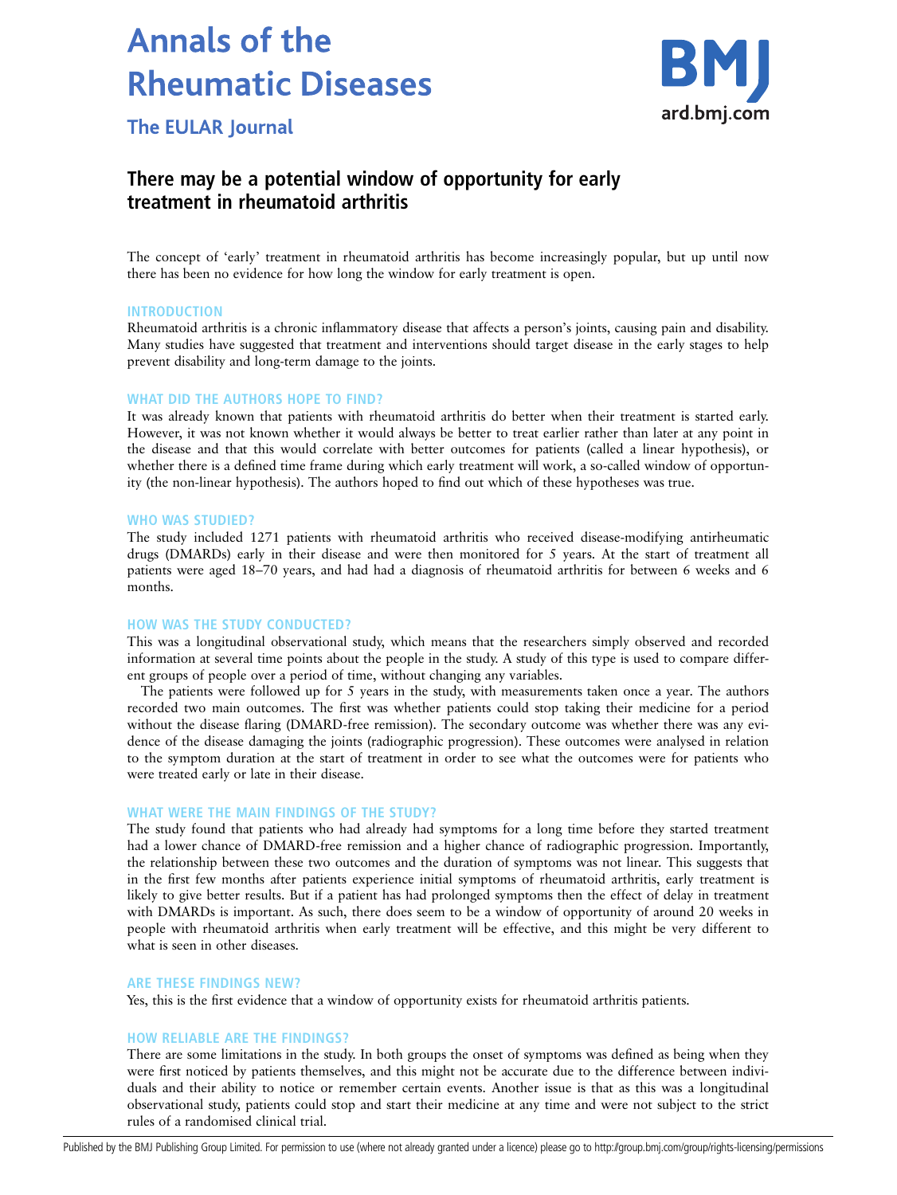# Annals of the Rheumatic Diseases

## The EULAR Journal

## There may be a potential window of opportunity for early treatment in rheumatoid arthritis

The concept of 'early' treatment in rheumatoid arthritis has become increasingly popular, but up until now there has been no evidence for how long the window for early treatment is open.

### INTRODUCTION

Rheumatoid arthritis is a chronic inflammatory disease that affects a person's joints, causing pain and disability. Many studies have suggested that treatment and interventions should target disease in the early stages to help prevent disability and long-term damage to the joints.

### WHAT DID THE AUTHORS HOPE TO FIND?

It was already known that patients with rheumatoid arthritis do better when their treatment is started early. However, it was not known whether it would always be better to treat earlier rather than later at any point in the disease and that this would correlate with better outcomes for patients (called a linear hypothesis), or whether there is a defined time frame during which early treatment will work, a so-called window of opportunity (the non-linear hypothesis). The authors hoped to find out which of these hypotheses was true.

### WHO WAS STUDIED?

The study included 1271 patients with rheumatoid arthritis who received disease-modifying antirheumatic drugs (DMARDs) early in their disease and were then monitored for 5 years. At the start of treatment all patients were aged 18–70 years, and had had a diagnosis of rheumatoid arthritis for between 6 weeks and 6 months.

### HOW WAS THE STUDY CONDUCTED?

This was a longitudinal observational study, which means that the researchers simply observed and recorded information at several time points about the people in the study. A study of this type is used to compare different groups of people over a period of time, without changing any variables.

The patients were followed up for 5 years in the study, with measurements taken once a year. The authors recorded two main outcomes. The first was whether patients could stop taking their medicine for a period without the disease flaring (DMARD-free remission). The secondary outcome was whether there was any evidence of the disease damaging the joints (radiographic progression). These outcomes were analysed in relation to the symptom duration at the start of treatment in order to see what the outcomes were for patients who were treated early or late in their disease.

### WHAT WERE THE MAIN FINDINGS OF THE STUDY?

The study found that patients who had already had symptoms for a long time before they started treatment had a lower chance of DMARD-free remission and a higher chance of radiographic progression. Importantly, the relationship between these two outcomes and the duration of symptoms was not linear. This suggests that in the first few months after patients experience initial symptoms of rheumatoid arthritis, early treatment is likely to give better results. But if a patient has had prolonged symptoms then the effect of delay in treatment with DMARDs is important. As such, there does seem to be a window of opportunity of around 20 weeks in people with rheumatoid arthritis when early treatment will be effective, and this might be very different to what is seen in other diseases.

### ARE THESE FINDINGS NEW?

Yes, this is the first evidence that a window of opportunity exists for rheumatoid arthritis patients.

### HOW RELIABLE ARE THE FINDINGS?

There are some limitations in the study. In both groups the onset of symptoms was defined as being when they were first noticed by patients themselves, and this might not be accurate due to the difference between individuals and their ability to notice or remember certain events. Another issue is that as this was a longitudinal observational study, patients could stop and start their medicine at any time and were not subject to the strict rules of a randomised clinical trial.

Published by the BMJ Publishing Group Limited. For permission to use (where not already granted under a licence) please go to http://group.bmj.com/group/rights-licensing/permissions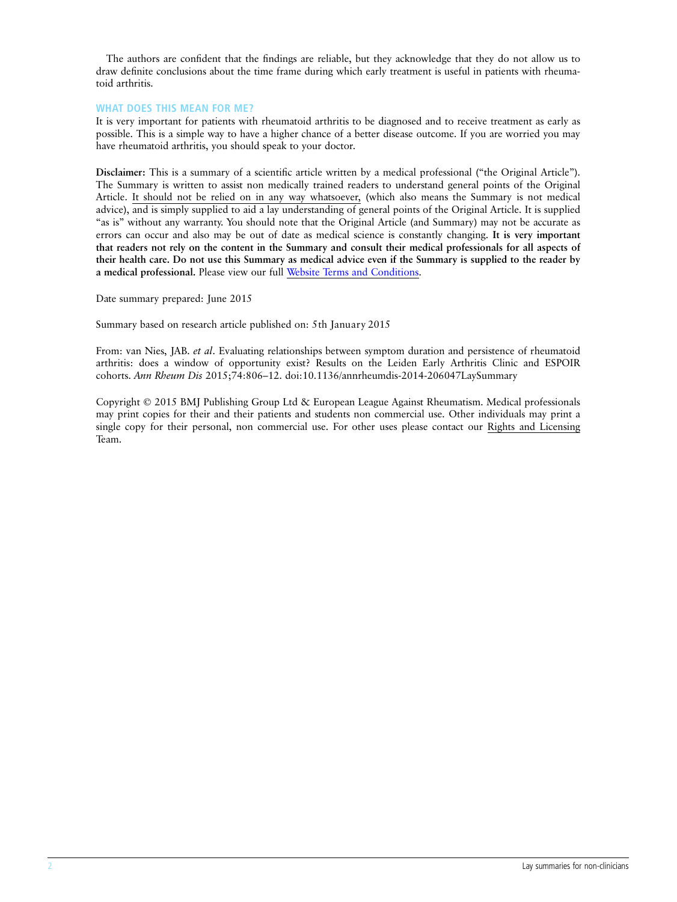The authors are confident that the findings are reliable, but they acknowledge that they do not allow us to draw definite conclusions about the time frame during which early treatment is useful in patients with rheumatoid arthritis.

## WHAT DOES THIS MEAN FOR ME?

It is very important for patients with rheumatoid arthritis to be diagnosed and to receive treatment as early as possible. This is a simple way to have a higher chance of a better disease outcome. If you are worried you may have rheumatoid arthritis, you should speak to your doctor.

**Disclaimer:** This is a summary of a scientific article written by a medical professional ("the Original Article"). The Summary is written to assist non medically trained readers to understand general points of the Original Article. It should not be relied on in any way whatsoever, (which also means the Summary is not medical advice), and is simply supplied to aid a lay understanding of general points of the Original Article. It is supplied "as is" without any warranty. You should note that the Original Article (and Summary) may not be accurate as errors can occur and also may be out of date as medical science is constantly changing. **It is very important that readers not rely on the content in the Summary and consult their medical professionals for all aspects of their health care. Do not use this Summary as medical advice even if the Summary is supplied to the reader by a medical professional.** Please view our full Website Terms and Conditions.

Date summary prepared: June 2015

Summary based on research article published on: 5th January 2015

From: van Nies, JAB. *et al*. Evaluating relationships between symptom duration and persistence of rheumatoid arthritis: does a window of opportunity exist? Results on the Leiden Early Arthritis Clinic and ESPOIR cohorts. *Ann Rheum Dis* 2015;74:806–12. doi:10.1136/annrheumdis-2014-206047LaySummary

Copyright © 2015 BMJ Publishing Group Ltd & European League Against Rheumatism. Medical professionals may print copies for their and their patients and students non commercial use. Other individuals may print a single copy for their personal, non commercial use. For other uses please contact our Rights and Licensing Team.